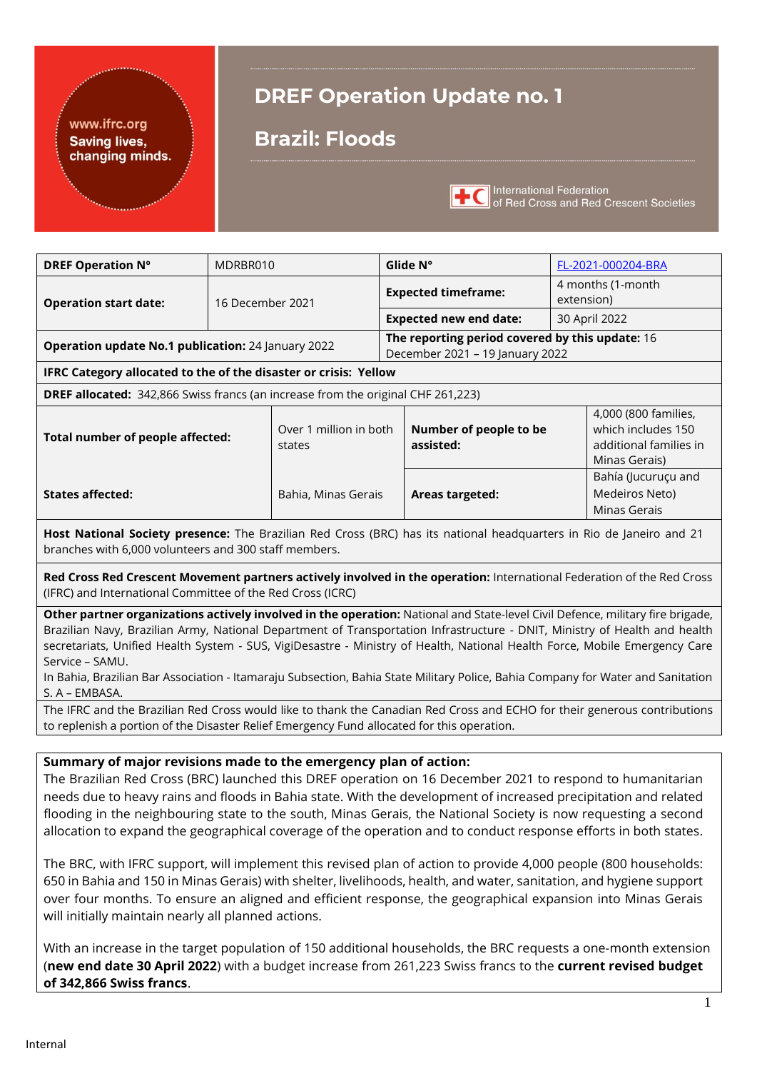www.ifrc.org
Saving lives, changing minds.

# DREF Operation Update no. 1

# Brazil: Floods

International Federation of Red Cross and Red Crescent Societies

| | | | |
|---|---|---|---|
| **DREF Operation N°** | MDRBR010 | **Glide N°** | FL-2021-000204-BRA |
| **Operation start date:** | 16 December 2021 | **Expected timeframe:** | 4 months (1-month extension) |
| | | **Expected new end date:** | 30 April 2022 |
| **Operation update No.1 publication:** 24 January 2022 | | **The reporting period covered by this update:** 16 December 2021 – 19 January 2022 | |
| **IFRC Category allocated to the of the disaster or crisis: Yellow** | | | |
| **DREF allocated:** 342,866 Swiss francs (an increase from the original CHF 261,223) | | | |
| **Total number of people affected:** | Over 1 million in both states | **Number of people to be assisted:** | 4,000 (800 families, which includes 150 additional families in Minas Gerais) |
| **States affected:** | Bahia, Minas Gerais | **Areas targeted:** | Bahía (Jucuruçu and Medeiros Neto) Minas Gerais |
| **Host National Society presence:** The Brazilian Red Cross (BRC) has its national headquarters in Rio de Janeiro and 21 branches with 6,000 volunteers and 300 staff members. | | | |
| **Red Cross Red Crescent Movement partners actively involved in the operation:** International Federation of the Red Cross (IFRC) and International Committee of the Red Cross (ICRC) | | | |
| **Other partner organizations actively involved in the operation:** National and State-level Civil Defence, military fire brigade, Brazilian Navy, Brazilian Army, National Department of Transportation Infrastructure - DNIT, Ministry of Health and health secretariats, Unified Health System - SUS, VigiDesastre - Ministry of Health, National Health Force, Mobile Emergency Care Service – SAMU. In Bahia, Brazilian Bar Association - Itamaraju Subsection, Bahia State Military Police, Bahia Company for Water and Sanitation S. A – EMBASA. | | | |
| The IFRC and the Brazilian Red Cross would like to thank the Canadian Red Cross and ECHO for their generous contributions to replenish a portion of the Disaster Relief Emergency Fund allocated for this operation. | | | |

**Summary of major revisions made to the emergency plan of action:**

The Brazilian Red Cross (BRC) launched this DREF operation on 16 December 2021 to respond to humanitarian needs due to heavy rains and floods in Bahia state. With the development of increased precipitation and related flooding in the neighbouring state to the south, Minas Gerais, the National Society is now requesting a second allocation to expand the geographical coverage of the operation and to conduct response efforts in both states.

The BRC, with IFRC support, will implement this revised plan of action to provide 4,000 people (800 households: 650 in Bahia and 150 in Minas Gerais) with shelter, livelihoods, health, and water, sanitation, and hygiene support over four months. To ensure an aligned and efficient response, the geographical expansion into Minas Gerais will initially maintain nearly all planned actions.

With an increase in the target population of 150 additional households, the BRC requests a one-month extension (**new end date 30 April 2022**) with a budget increase from 261,223 Swiss francs to the **current revised budget of 342,866 Swiss francs**.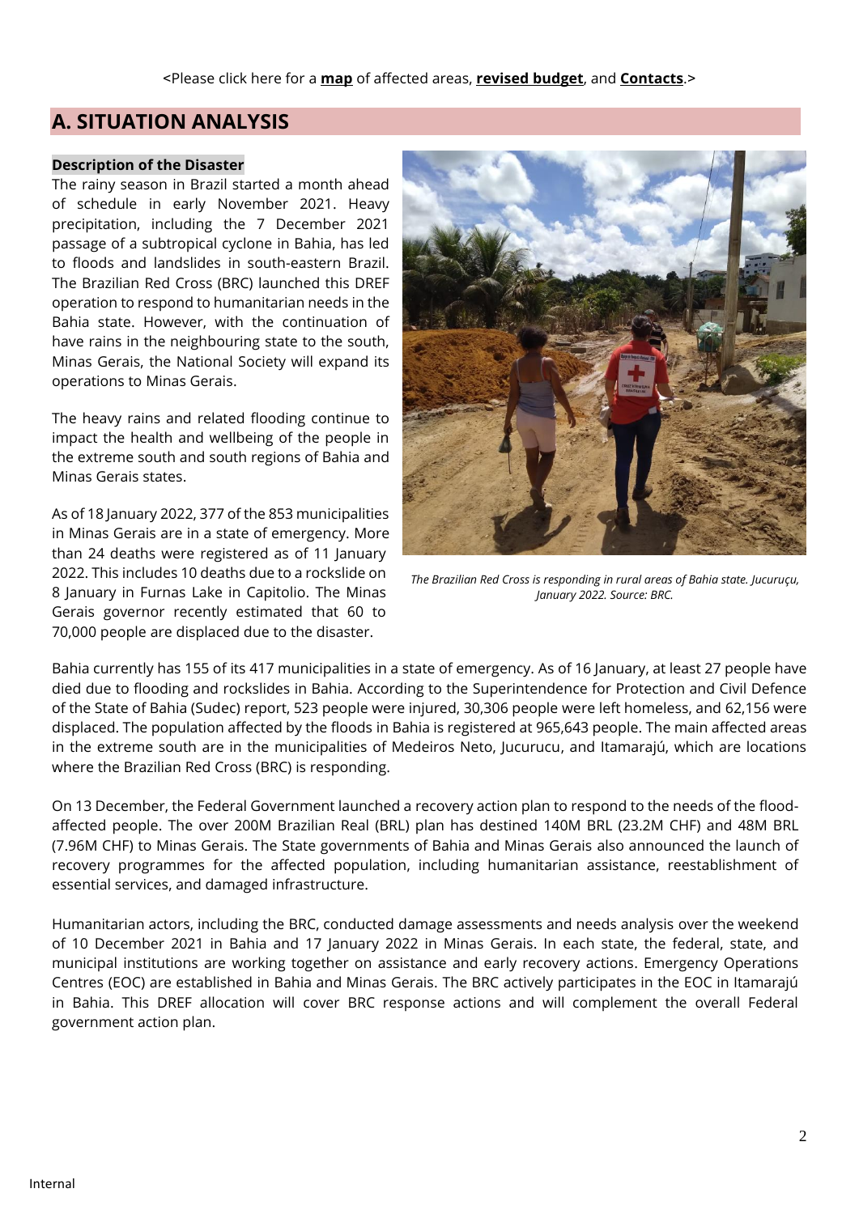<Please click here for a **map** of affected areas, **revised budget**, and **Contacts**.>

## A. SITUATION ANALYSIS

### Description of the Disaster

The rainy season in Brazil started a month ahead of schedule in early November 2021. Heavy precipitation, including the 7 December 2021 passage of a subtropical cyclone in Bahia, has led to floods and landslides in south-eastern Brazil. The Brazilian Red Cross (BRC) launched this DREF operation to respond to humanitarian needs in the Bahia state. However, with the continuation of have rains in the neighbouring state to the south, Minas Gerais, the National Society will expand its operations to Minas Gerais.

The heavy rains and related flooding continue to impact the health and wellbeing of the people in the extreme south and south regions of Bahia and Minas Gerais states.

As of 18 January 2022, 377 of the 853 municipalities in Minas Gerais are in a state of emergency. More than 24 deaths were registered as of 11 January 2022. This includes 10 deaths due to a rockslide on 8 January in Furnas Lake in Capitolio. The Minas Gerais governor recently estimated that 60 to 70,000 people are displaced due to the disaster.

*The Brazilian Red Cross is responding in rural areas of Bahia state. Jucuruçu, January 2022. Source: BRC.*

Bahia currently has 155 of its 417 municipalities in a state of emergency. As of 16 January, at least 27 people have died due to flooding and rockslides in Bahia. According to the Superintendence for Protection and Civil Defence of the State of Bahia (Sudec) report, 523 people were injured, 30,306 people were left homeless, and 62,156 were displaced. The population affected by the floods in Bahia is registered at 965,643 people. The main affected areas in the extreme south are in the municipalities of Medeiros Neto, Jucurucu, and Itamarajú, which are locations where the Brazilian Red Cross (BRC) is responding.

On 13 December, the Federal Government launched a recovery action plan to respond to the needs of the flood-affected people. The over 200M Brazilian Real (BRL) plan has destined 140M BRL (23.2M CHF) and 48M BRL (7.96M CHF) to Minas Gerais. The State governments of Bahia and Minas Gerais also announced the launch of recovery programmes for the affected population, including humanitarian assistance, reestablishment of essential services, and damaged infrastructure.

Humanitarian actors, including the BRC, conducted damage assessments and needs analysis over the weekend of 10 December 2021 in Bahia and 17 January 2022 in Minas Gerais. In each state, the federal, state, and municipal institutions are working together on assistance and early recovery actions. Emergency Operations Centres (EOC) are established in Bahia and Minas Gerais. The BRC actively participates in the EOC in Itamarajú in Bahia. This DREF allocation will cover BRC response actions and will complement the overall Federal government action plan.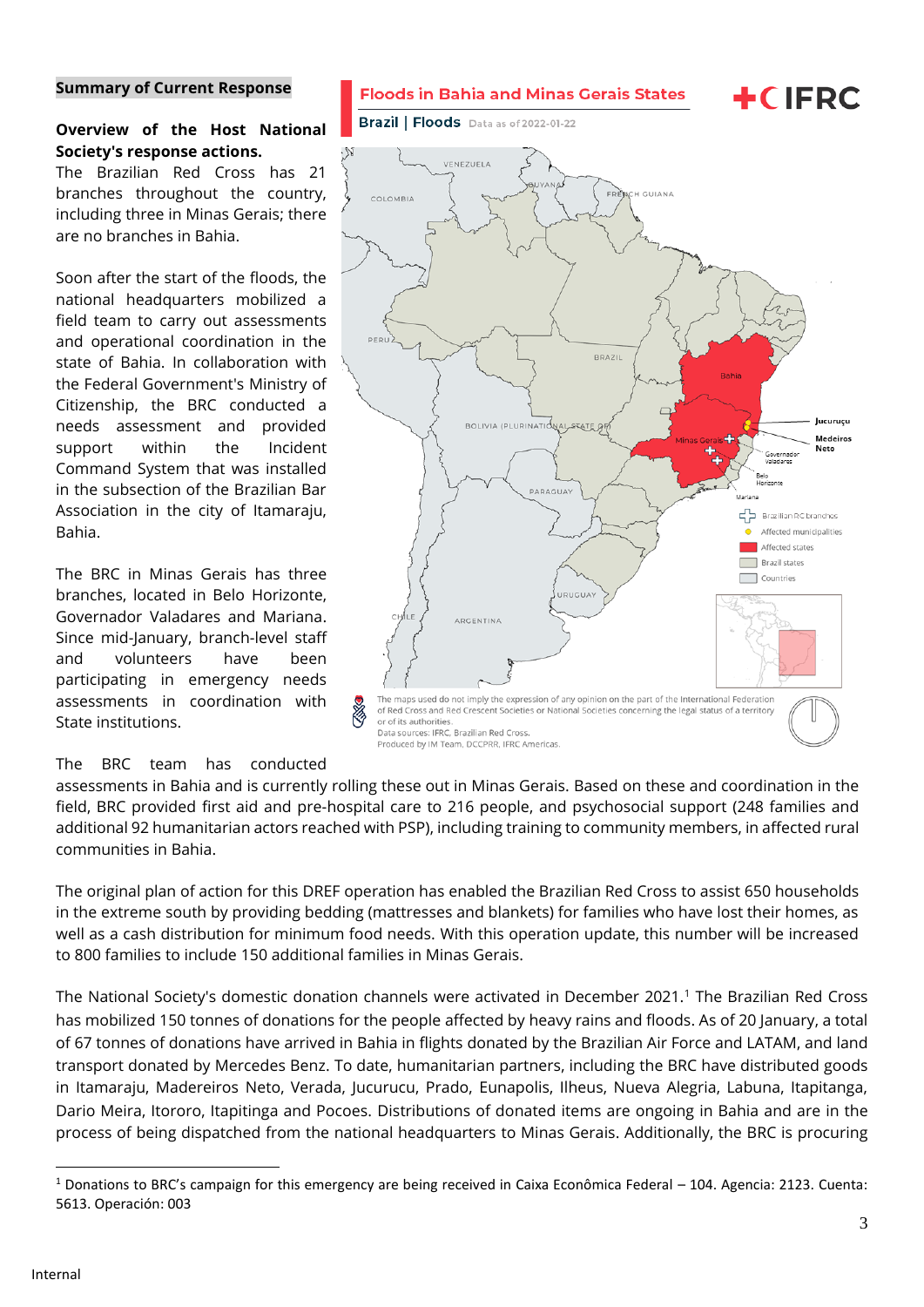**Summary of Current Response**

**Overview of the Host National Society's response actions.**

The Brazilian Red Cross has 21 branches throughout the country, including three in Minas Gerais; there are no branches in Bahia.

Soon after the start of the floods, the national headquarters mobilized a field team to carry out assessments and operational coordination in the state of Bahia. In collaboration with the Federal Government's Ministry of Citizenship, the BRC conducted a needs assessment and provided support within the Incident Command System that was installed in the subsection of the Brazilian Bar Association in the city of Itamaraju, Bahia.

The BRC in Minas Gerais has three branches, located in Belo Horizonte, Governador Valadares and Mariana. Since mid-January, branch-level staff and volunteers have been participating in emergency needs assessments in coordination with State institutions.

The BRC team has conducted assessments in Bahia and is currently rolling these out in Minas Gerais. Based on these and coordination in the field, BRC provided first aid and pre-hospital care to 216 people, and psychosocial support (248 families and additional 92 humanitarian actors reached with PSP), including training to community members, in affected rural communities in Bahia.

The original plan of action for this DREF operation has enabled the Brazilian Red Cross to assist 650 households in the extreme south by providing bedding (mattresses and blankets) for families who have lost their homes, as well as a cash distribution for minimum food needs. With this operation update, this number will be increased to 800 families to include 150 additional families in Minas Gerais.

The National Society's domestic donation channels were activated in December 2021.[1] The Brazilian Red Cross has mobilized 150 tonnes of donations for the people affected by heavy rains and floods. As of 20 January, a total of 67 tonnes of donations have arrived in Bahia in flights donated by the Brazilian Air Force and LATAM, and land transport donated by Mercedes Benz. To date, humanitarian partners, including the BRC have distributed goods in Itamaraju, Madereiros Neto, Verada, Jucurucu, Prado, Eunapolis, Ilheus, Nueva Alegria, Labuna, Itapitanga, Dario Meira, Itororo, Itapitinga and Pocoes. Distributions of donated items are ongoing in Bahia and are in the process of being dispatched from the national headquarters to Minas Gerais. Additionally, the BRC is procuring

**Floods in Bahia and Minas Gerais States**

Brazil | Floods Data as of 2022-01-22

The maps used do not imply the expression of any opinion on the part of the International Federation of Red Cross and Red Crescent Societies or National Societies concerning the legal status of a territory or of its authorities.
Data sources: IFRC, Brazilian Red Cross.
Produced by IM Team, DCCPRR, IFRC Americas.

---

[1] Donations to BRC's campaign for this emergency are being received in Caixa Econômica Federal – 104. Agencia: 2123. Cuenta: 5613. Operación: 003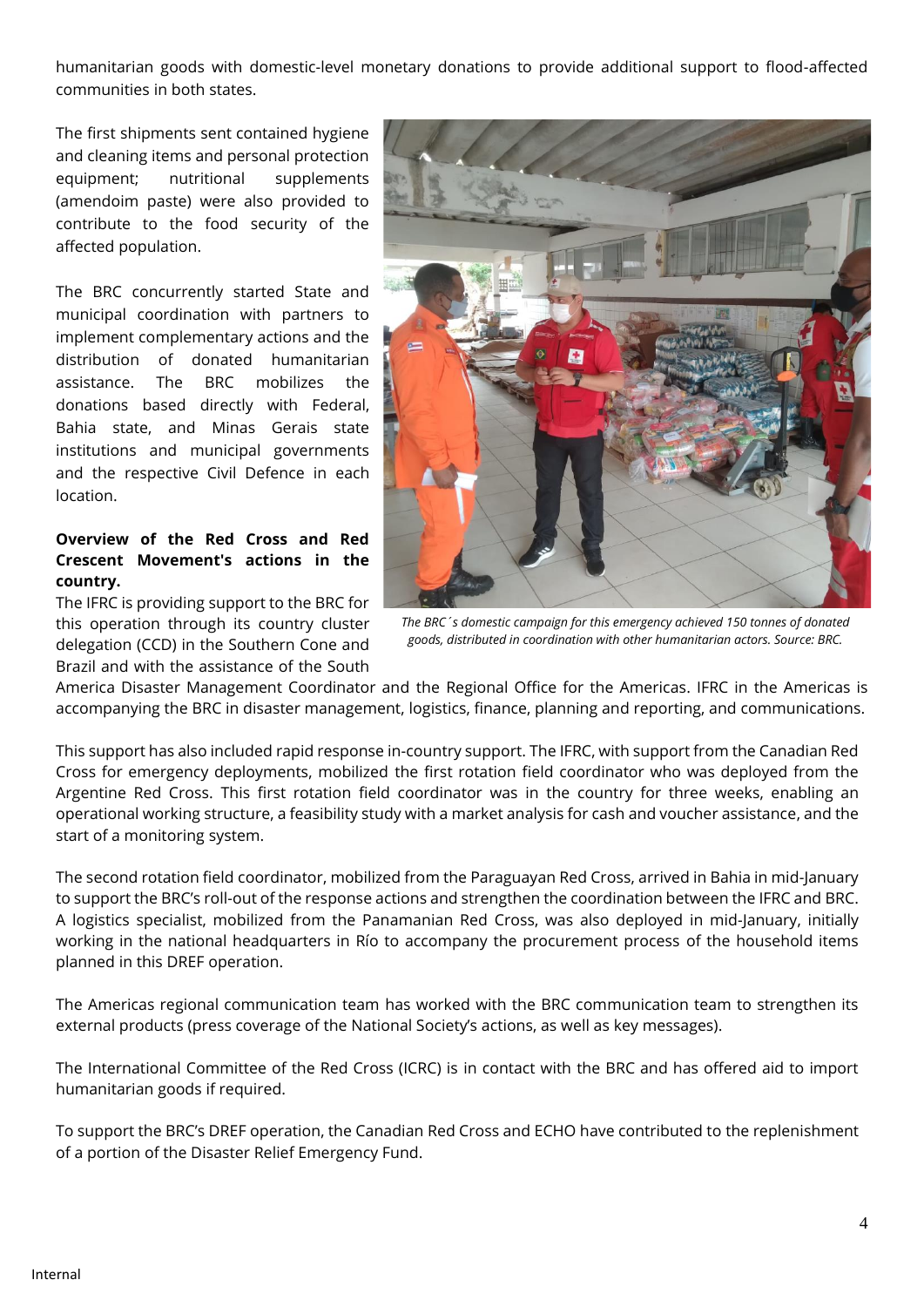humanitarian goods with domestic-level monetary donations to provide additional support to flood-affected communities in both states.

The first shipments sent contained hygiene and cleaning items and personal protection equipment; nutritional supplements (amendoim paste) were also provided to contribute to the food security of the affected population.

The BRC concurrently started State and municipal coordination with partners to implement complementary actions and the distribution of donated humanitarian assistance. The BRC mobilizes the donations based directly with Federal, Bahia state, and Minas Gerais state institutions and municipal governments and the respective Civil Defence in each location.

*The BRC´s domestic campaign for this emergency achieved 150 tonnes of donated goods, distributed in coordination with other humanitarian actors. Source: BRC.*

**Overview of the Red Cross and Red Crescent Movement's actions in the country.**

The IFRC is providing support to the BRC for this operation through its country cluster delegation (CCD) in the Southern Cone and Brazil and with the assistance of the South America Disaster Management Coordinator and the Regional Office for the Americas. IFRC in the Americas is accompanying the BRC in disaster management, logistics, finance, planning and reporting, and communications.

This support has also included rapid response in-country support. The IFRC, with support from the Canadian Red Cross for emergency deployments, mobilized the first rotation field coordinator who was deployed from the Argentine Red Cross. This first rotation field coordinator was in the country for three weeks, enabling an operational working structure, a feasibility study with a market analysis for cash and voucher assistance, and the start of a monitoring system.

The second rotation field coordinator, mobilized from the Paraguayan Red Cross, arrived in Bahia in mid-January to support the BRC's roll-out of the response actions and strengthen the coordination between the IFRC and BRC. A logistics specialist, mobilized from the Panamanian Red Cross, was also deployed in mid-January, initially working in the national headquarters in Río to accompany the procurement process of the household items planned in this DREF operation.

The Americas regional communication team has worked with the BRC communication team to strengthen its external products (press coverage of the National Society's actions, as well as key messages).

The International Committee of the Red Cross (ICRC) is in contact with the BRC and has offered aid to import humanitarian goods if required.

To support the BRC's DREF operation, the Canadian Red Cross and ECHO have contributed to the replenishment of a portion of the Disaster Relief Emergency Fund.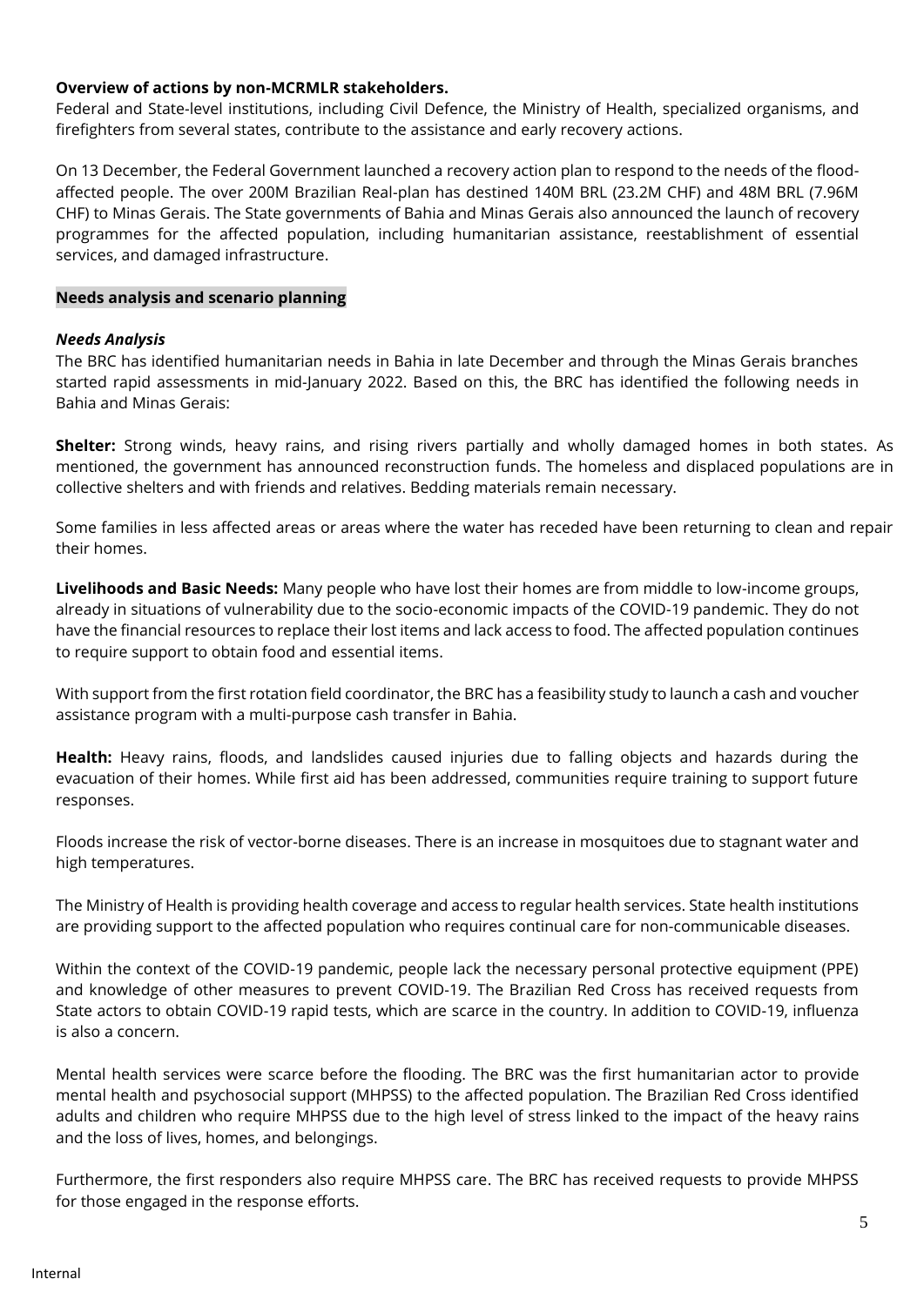**Overview of actions by non-MCRMLR stakeholders.**

Federal and State-level institutions, including Civil Defence, the Ministry of Health, specialized organisms, and firefighters from several states, contribute to the assistance and early recovery actions.

On 13 December, the Federal Government launched a recovery action plan to respond to the needs of the flood-affected people. The over 200M Brazilian Real-plan has destined 140M BRL (23.2M CHF) and 48M BRL (7.96M CHF) to Minas Gerais. The State governments of Bahia and Minas Gerais also announced the launch of recovery programmes for the affected population, including humanitarian assistance, reestablishment of essential services, and damaged infrastructure.

## Needs analysis and scenario planning

### *Needs Analysis*

The BRC has identified humanitarian needs in Bahia in late December and through the Minas Gerais branches started rapid assessments in mid-January 2022. Based on this, the BRC has identified the following needs in Bahia and Minas Gerais:

**Shelter:** Strong winds, heavy rains, and rising rivers partially and wholly damaged homes in both states. As mentioned, the government has announced reconstruction funds. The homeless and displaced populations are in collective shelters and with friends and relatives. Bedding materials remain necessary.

Some families in less affected areas or areas where the water has receded have been returning to clean and repair their homes.

**Livelihoods and Basic Needs:** Many people who have lost their homes are from middle to low-income groups, already in situations of vulnerability due to the socio-economic impacts of the COVID-19 pandemic. They do not have the financial resources to replace their lost items and lack access to food. The affected population continues to require support to obtain food and essential items.

With support from the first rotation field coordinator, the BRC has a feasibility study to launch a cash and voucher assistance program with a multi-purpose cash transfer in Bahia.

**Health:** Heavy rains, floods, and landslides caused injuries due to falling objects and hazards during the evacuation of their homes. While first aid has been addressed, communities require training to support future responses.

Floods increase the risk of vector-borne diseases. There is an increase in mosquitoes due to stagnant water and high temperatures.

The Ministry of Health is providing health coverage and access to regular health services. State health institutions are providing support to the affected population who requires continual care for non-communicable diseases.

Within the context of the COVID-19 pandemic, people lack the necessary personal protective equipment (PPE) and knowledge of other measures to prevent COVID-19. The Brazilian Red Cross has received requests from State actors to obtain COVID-19 rapid tests, which are scarce in the country. In addition to COVID-19, influenza is also a concern.

Mental health services were scarce before the flooding. The BRC was the first humanitarian actor to provide mental health and psychosocial support (MHPSS) to the affected population. The Brazilian Red Cross identified adults and children who require MHPSS due to the high level of stress linked to the impact of the heavy rains and the loss of lives, homes, and belongings.

Furthermore, the first responders also require MHPSS care. The BRC has received requests to provide MHPSS for those engaged in the response efforts.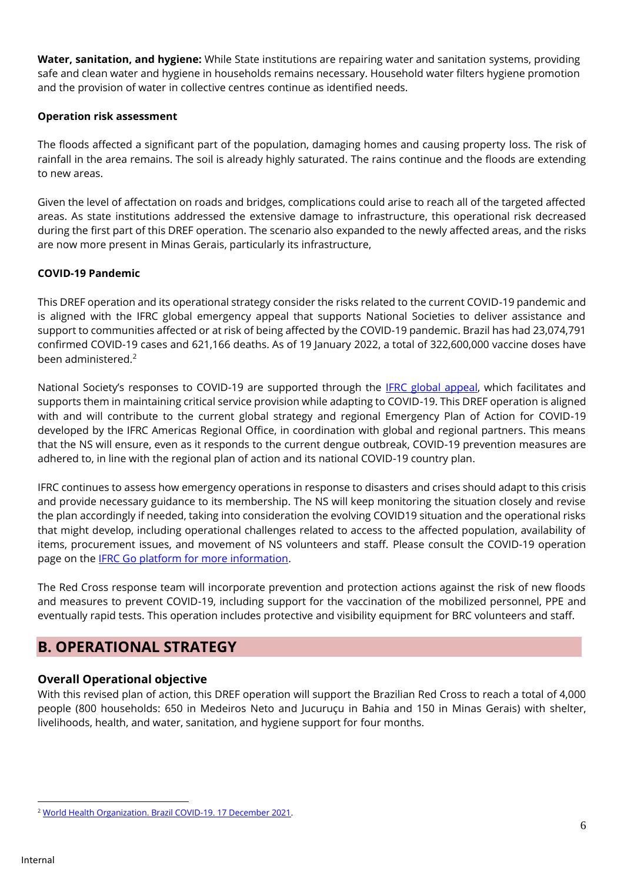**Water, sanitation, and hygiene:** While State institutions are repairing water and sanitation systems, providing safe and clean water and hygiene in households remains necessary. Household water filters hygiene promotion and the provision of water in collective centres continue as identified needs.

**Operation risk assessment**

The floods affected a significant part of the population, damaging homes and causing property loss. The risk of rainfall in the area remains. The soil is already highly saturated. The rains continue and the floods are extending to new areas.

Given the level of affectation on roads and bridges, complications could arise to reach all of the targeted affected areas. As state institutions addressed the extensive damage to infrastructure, this operational risk decreased during the first part of this DREF operation. The scenario also expanded to the newly affected areas, and the risks are now more present in Minas Gerais, particularly its infrastructure,

**COVID-19 Pandemic**

This DREF operation and its operational strategy consider the risks related to the current COVID-19 pandemic and is aligned with the IFRC global emergency appeal that supports National Societies to deliver assistance and support to communities affected or at risk of being affected by the COVID-19 pandemic. Brazil has had 23,074,791 confirmed COVID-19 cases and 621,166 deaths. As of 19 January 2022, a total of 322,600,000 vaccine doses have been administered.[2]

National Society's responses to COVID-19 are supported through the [IFRC global appeal](), which facilitates and supports them in maintaining critical service provision while adapting to COVID-19. This DREF operation is aligned with and will contribute to the current global strategy and regional Emergency Plan of Action for COVID-19 developed by the IFRC Americas Regional Office, in coordination with global and regional partners. This means that the NS will ensure, even as it responds to the current dengue outbreak, COVID-19 prevention measures are adhered to, in line with the regional plan of action and its national COVID-19 country plan.

IFRC continues to assess how emergency operations in response to disasters and crises should adapt to this crisis and provide necessary guidance to its membership. The NS will keep monitoring the situation closely and revise the plan accordingly if needed, taking into consideration the evolving COVID19 situation and the operational risks that might develop, including operational challenges related to access to the affected population, availability of items, procurement issues, and movement of NS volunteers and staff. Please consult the COVID-19 operation page on the [IFRC Go platform for more information]().

The Red Cross response team will incorporate prevention and protection actions against the risk of new floods and measures to prevent COVID-19, including support for the vaccination of the mobilized personnel, PPE and eventually rapid tests. This operation includes protective and visibility equipment for BRC volunteers and staff.

## B. OPERATIONAL STRATEGY

### Overall Operational objective

With this revised plan of action, this DREF operation will support the Brazilian Red Cross to reach a total of 4,000 people (800 households: 650 in Medeiros Neto and Jucuruçu in Bahia and 150 in Minas Gerais) with shelter, livelihoods, health, and water, sanitation, and hygiene support for four months.

---

[2] [World Health Organization. Brazil COVID-19. 17 December 2021]().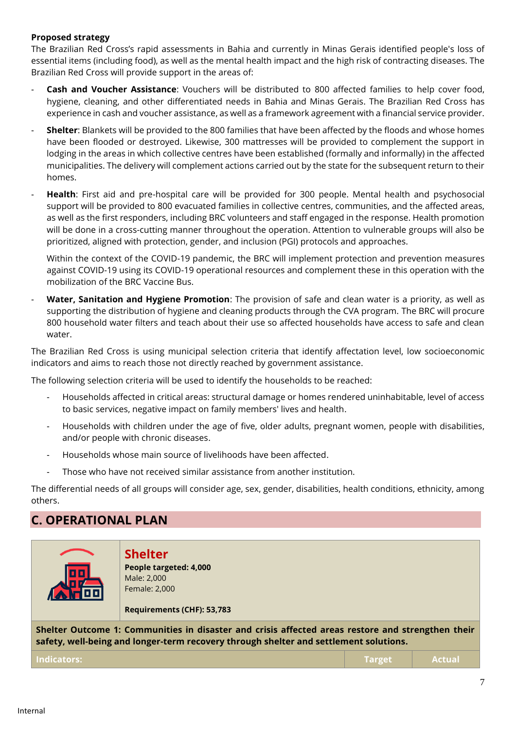**Proposed strategy**

The Brazilian Red Cross's rapid assessments in Bahia and currently in Minas Gerais identified people's loss of essential items (including food), as well as the mental health impact and the high risk of contracting diseases. The Brazilian Red Cross will provide support in the areas of:

- **Cash and Voucher Assistance**: Vouchers will be distributed to 800 affected families to help cover food, hygiene, cleaning, and other differentiated needs in Bahia and Minas Gerais. The Brazilian Red Cross has experience in cash and voucher assistance, as well as a framework agreement with a financial service provider.
- **Shelter**: Blankets will be provided to the 800 families that have been affected by the floods and whose homes have been flooded or destroyed. Likewise, 300 mattresses will be provided to complement the support in lodging in the areas in which collective centres have been established (formally and informally) in the affected municipalities. The delivery will complement actions carried out by the state for the subsequent return to their homes.
- **Health**: First aid and pre-hospital care will be provided for 300 people. Mental health and psychosocial support will be provided to 800 evacuated families in collective centres, communities, and the affected areas, as well as the first responders, including BRC volunteers and staff engaged in the response. Health promotion will be done in a cross-cutting manner throughout the operation. Attention to vulnerable groups will also be prioritized, aligned with protection, gender, and inclusion (PGI) protocols and approaches.

  Within the context of the COVID-19 pandemic, the BRC will implement protection and prevention measures against COVID-19 using its COVID-19 operational resources and complement these in this operation with the mobilization of the BRC Vaccine Bus.
- **Water, Sanitation and Hygiene Promotion**: The provision of safe and clean water is a priority, as well as supporting the distribution of hygiene and cleaning products through the CVA program. The BRC will procure 800 household water filters and teach about their use so affected households have access to safe and clean water.

The Brazilian Red Cross is using municipal selection criteria that identify affectation level, low socioeconomic indicators and aims to reach those not directly reached by government assistance.

The following selection criteria will be used to identify the households to be reached:

- Households affected in critical areas: structural damage or homes rendered uninhabitable, level of access to basic services, negative impact on family members' lives and health.
- Households with children under the age of five, older adults, pregnant women, people with disabilities, and/or people with chronic diseases.
- Households whose main source of livelihoods have been affected.
- Those who have not received similar assistance from another institution.

The differential needs of all groups will consider age, sex, gender, disabilities, health conditions, ethnicity, among others.

## C. OPERATIONAL PLAN

### Shelter

**People targeted: 4,000**
Male: 2,000
Female: 2,000

**Requirements (CHF): 53,783**

**Shelter Outcome 1: Communities in disaster and crisis affected areas restore and strengthen their safety, well-being and longer-term recovery through shelter and settlement solutions.**

| Indicators: | Target | Actual |
| --- | --- | --- |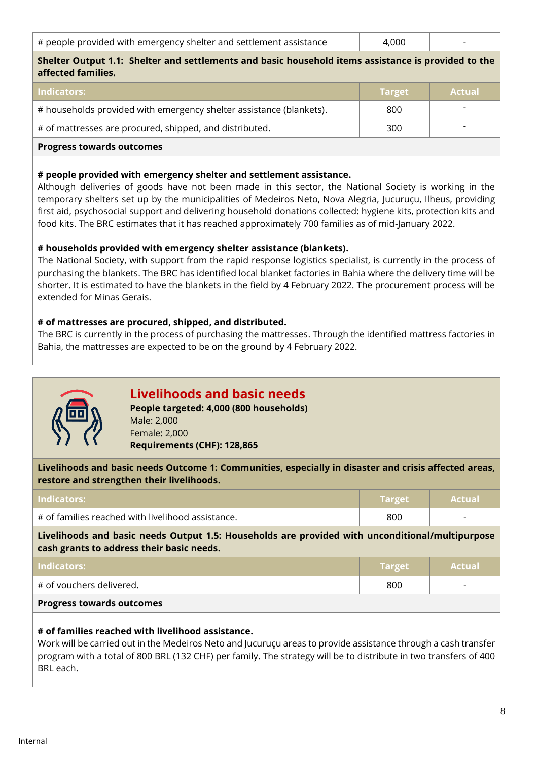| # people provided with emergency shelter and settlement assistance | 4,000 | - |
|---|---|---|

**Shelter Output 1.1: Shelter and settlements and basic household items assistance is provided to the affected families.**

| Indicators: | Target | Actual |
|---|---|---|
| # households provided with emergency shelter assistance (blankets). | 800 | - |
| # of mattresses are procured, shipped, and distributed. | 300 | - |

**Progress towards outcomes**

**# people provided with emergency shelter and settlement assistance.**
Although deliveries of goods have not been made in this sector, the National Society is working in the temporary shelters set up by the municipalities of Medeiros Neto, Nova Alegria, Jucuruçu, Ilheus, providing first aid, psychosocial support and delivering household donations collected: hygiene kits, protection kits and food kits. The BRC estimates that it has reached approximately 700 families as of mid-January 2022.

**# households provided with emergency shelter assistance (blankets).**
The National Society, with support from the rapid response logistics specialist, is currently in the process of purchasing the blankets. The BRC has identified local blanket factories in Bahia where the delivery time will be shorter. It is estimated to have the blankets in the field by 4 February 2022. The procurement process will be extended for Minas Gerais.

**# of mattresses are procured, shipped, and distributed.**
The BRC is currently in the process of purchasing the mattresses. Through the identified mattress factories in Bahia, the mattresses are expected to be on the ground by 4 February 2022.

## Livelihoods and basic needs

**People targeted: 4,000 (800 households)**
Male: 2,000
Female: 2,000
**Requirements (CHF): 128,865**

**Livelihoods and basic needs Outcome 1: Communities, especially in disaster and crisis affected areas, restore and strengthen their livelihoods.**

| Indicators: | Target | Actual |
|---|---|---|
| # of families reached with livelihood assistance. | 800 | - |

**Livelihoods and basic needs Output 1.5: Households are provided with unconditional/multipurpose cash grants to address their basic needs.**

| Indicators: | Target | Actual |
|---|---|---|
| # of vouchers delivered. | 800 | - |

**Progress towards outcomes**

**# of families reached with livelihood assistance.**
Work will be carried out in the Medeiros Neto and Jucuruçu areas to provide assistance through a cash transfer program with a total of 800 BRL (132 CHF) per family. The strategy will be to distribute in two transfers of 400 BRL each.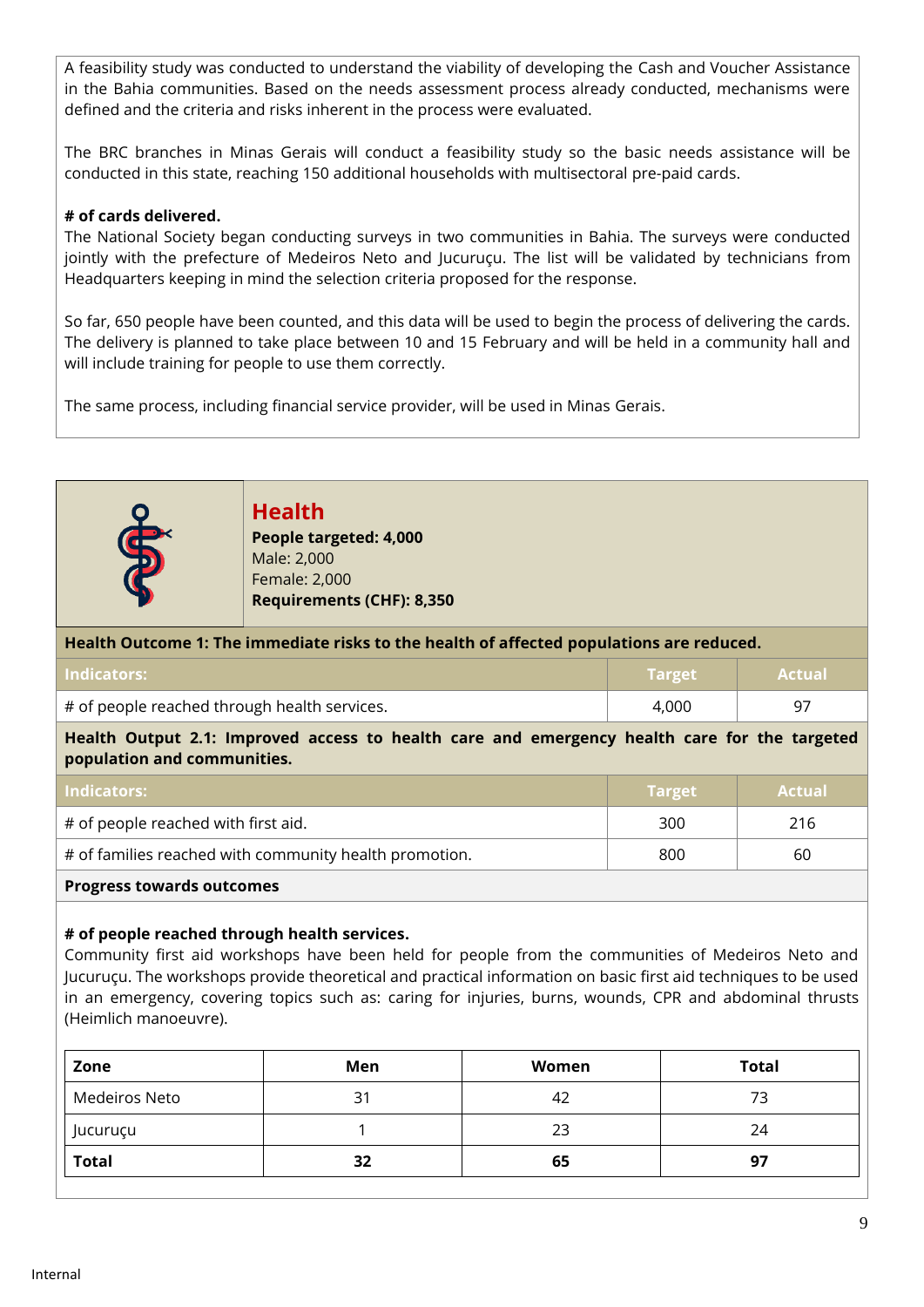A feasibility study was conducted to understand the viability of developing the Cash and Voucher Assistance in the Bahia communities. Based on the needs assessment process already conducted, mechanisms were defined and the criteria and risks inherent in the process were evaluated.

The BRC branches in Minas Gerais will conduct a feasibility study so the basic needs assistance will be conducted in this state, reaching 150 additional households with multisectoral pre-paid cards.

**# of cards delivered.**
The National Society began conducting surveys in two communities in Bahia. The surveys were conducted jointly with the prefecture of Medeiros Neto and Jucuruçu. The list will be validated by technicians from Headquarters keeping in mind the selection criteria proposed for the response.

So far, 650 people have been counted, and this data will be used to begin the process of delivering the cards. The delivery is planned to take place between 10 and 15 February and will be held in a community hall and will include training for people to use them correctly.

The same process, including financial service provider, will be used in Minas Gerais.

## Health

**People targeted: 4,000**
Male: 2,000
Female: 2,000
**Requirements (CHF): 8,350**

**Health Outcome 1: The immediate risks to the health of affected populations are reduced.**

| Indicators: | Target | Actual |
|---|---|---|
| # of people reached through health services. | 4,000 | 97 |

**Health Output 2.1: Improved access to health care and emergency health care for the targeted population and communities.**

| Indicators: | Target | Actual |
|---|---|---|
| # of people reached with first aid. | 300 | 216 |
| # of families reached with community health promotion. | 800 | 60 |

**Progress towards outcomes**

**# of people reached through health services.**
Community first aid workshops have been held for people from the communities of Medeiros Neto and Jucuruçu. The workshops provide theoretical and practical information on basic first aid techniques to be used in an emergency, covering topics such as: caring for injuries, burns, wounds, CPR and abdominal thrusts (Heimlich manoeuvre).

| Zone | Men | Women | Total |
|---|---|---|---|
| Medeiros Neto | 31 | 42 | 73 |
| Jucuruçu | 1 | 23 | 24 |
| **Total** | **32** | **65** | **97** |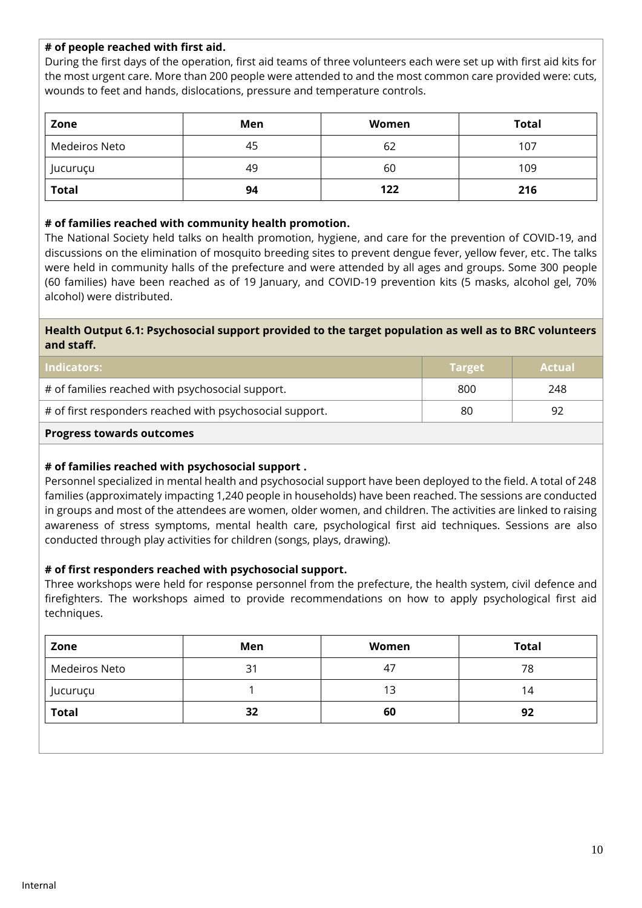**# of people reached with first aid.**

During the first days of the operation, first aid teams of three volunteers each were set up with first aid kits for the most urgent care. More than 200 people were attended to and the most common care provided were: cuts, wounds to feet and hands, dislocations, pressure and temperature controls.

| Zone | Men | Women | Total |
|---|---|---|---|
| Medeiros Neto | 45 | 62 | 107 |
| Jucuruçu | 49 | 60 | 109 |
| **Total** | **94** | **122** | **216** |

**# of families reached with community health promotion.**

The National Society held talks on health promotion, hygiene, and care for the prevention of COVID-19, and discussions on the elimination of mosquito breeding sites to prevent dengue fever, yellow fever, etc. The talks were held in community halls of the prefecture and were attended by all ages and groups. Some 300 people (60 families) have been reached as of 19 January, and COVID-19 prevention kits (5 masks, alcohol gel, 70% alcohol) were distributed.

**Health Output 6.1: Psychosocial support provided to the target population as well as to BRC volunteers and staff.**

| Indicators: | Target | Actual |
|---|---|---|
| # of families reached with psychosocial support. | 800 | 248 |
| # of first responders reached with psychosocial support. | 80 | 92 |

**Progress towards outcomes**

**# of families reached with psychosocial support .**

Personnel specialized in mental health and psychosocial support have been deployed to the field. A total of 248 families (approximately impacting 1,240 people in households) have been reached. The sessions are conducted in groups and most of the attendees are women, older women, and children. The activities are linked to raising awareness of stress symptoms, mental health care, psychological first aid techniques. Sessions are also conducted through play activities for children (songs, plays, drawing).

**# of first responders reached with psychosocial support.**

Three workshops were held for response personnel from the prefecture, the health system, civil defence and firefighters. The workshops aimed to provide recommendations on how to apply psychological first aid techniques.

| Zone | Men | Women | Total |
|---|---|---|---|
| Medeiros Neto | 31 | 47 | 78 |
| Jucuruçu | 1 | 13 | 14 |
| **Total** | **32** | **60** | **92** |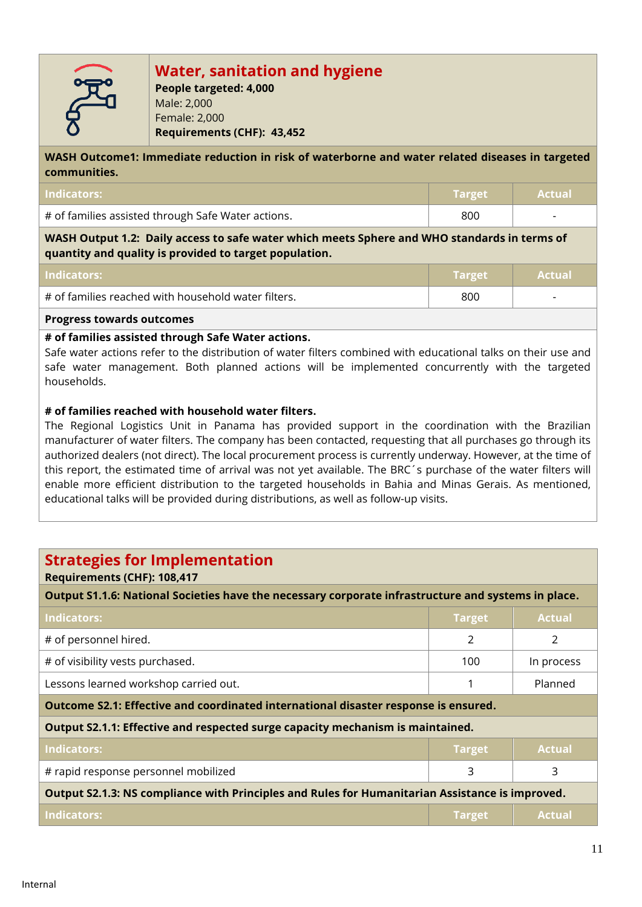## Water, sanitation and hygiene

**People targeted: 4,000**
Male: 2,000
Female: 2,000
**Requirements (CHF): 43,452**

**WASH Outcome1: Immediate reduction in risk of waterborne and water related diseases in targeted communities.**

| Indicators: | Target | Actual |
|---|---|---|
| # of families assisted through Safe Water actions. | 800 | - |

**WASH Output 1.2: Daily access to safe water which meets Sphere and WHO standards in terms of quantity and quality is provided to target population.**

| Indicators: | Target | Actual |
|---|---|---|
| # of families reached with household water filters. | 800 | - |

**Progress towards outcomes**

**# of families assisted through Safe Water actions.**
Safe water actions refer to the distribution of water filters combined with educational talks on their use and safe water management. Both planned actions will be implemented concurrently with the targeted households.

**# of families reached with household water filters.**
The Regional Logistics Unit in Panama has provided support in the coordination with the Brazilian manufacturer of water filters. The company has been contacted, requesting that all purchases go through its authorized dealers (not direct). The local procurement process is currently underway. However, at the time of this report, the estimated time of arrival was not yet available. The BRC´s purchase of the water filters will enable more efficient distribution to the targeted households in Bahia and Minas Gerais. As mentioned, educational talks will be provided during distributions, as well as follow-up visits.

## Strategies for Implementation

**Requirements (CHF): 108,417**

**Output S1.1.6: National Societies have the necessary corporate infrastructure and systems in place.**

| Indicators: | Target | Actual |
|---|---|---|
| # of personnel hired. | 2 | 2 |
| # of visibility vests purchased. | 100 | In process |
| Lessons learned workshop carried out. | 1 | Planned |

**Outcome S2.1: Effective and coordinated international disaster response is ensured.**

**Output S2.1.1: Effective and respected surge capacity mechanism is maintained.**

| Indicators: | Target | Actual |
|---|---|---|
| # rapid response personnel mobilized | 3 | 3 |

**Output S2.1.3: NS compliance with Principles and Rules for Humanitarian Assistance is improved.**

| Indicators: | Target | Actual |
|---|---|---|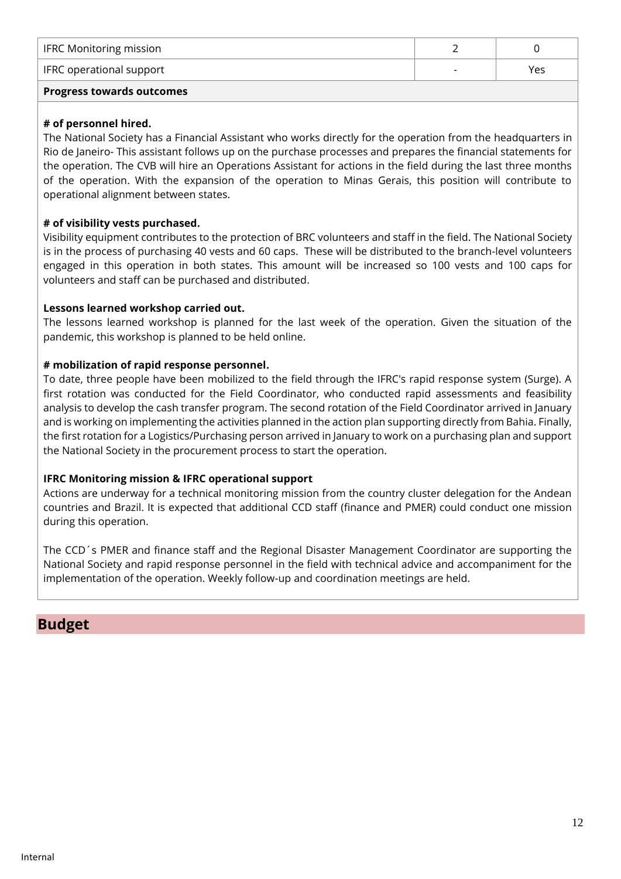| IFRC Monitoring mission | 2 | 0 |
|---|---|---|
| IFRC operational support | - | Yes |

**Progress towards outcomes**

**# of personnel hired.**

The National Society has a Financial Assistant who works directly for the operation from the headquarters in Rio de Janeiro- This assistant follows up on the purchase processes and prepares the financial statements for the operation. The CVB will hire an Operations Assistant for actions in the field during the last three months of the operation. With the expansion of the operation to Minas Gerais, this position will contribute to operational alignment between states.

**# of visibility vests purchased.**

Visibility equipment contributes to the protection of BRC volunteers and staff in the field. The National Society is in the process of purchasing 40 vests and 60 caps. These will be distributed to the branch-level volunteers engaged in this operation in both states. This amount will be increased so 100 vests and 100 caps for volunteers and staff can be purchased and distributed.

**Lessons learned workshop carried out.**

The lessons learned workshop is planned for the last week of the operation. Given the situation of the pandemic, this workshop is planned to be held online.

**# mobilization of rapid response personnel.**

To date, three people have been mobilized to the field through the IFRC's rapid response system (Surge). A first rotation was conducted for the Field Coordinator, who conducted rapid assessments and feasibility analysis to develop the cash transfer program. The second rotation of the Field Coordinator arrived in January and is working on implementing the activities planned in the action plan supporting directly from Bahia. Finally, the first rotation for a Logistics/Purchasing person arrived in January to work on a purchasing plan and support the National Society in the procurement process to start the operation.

**IFRC Monitoring mission & IFRC operational support**

Actions are underway for a technical monitoring mission from the country cluster delegation for the Andean countries and Brazil. It is expected that additional CCD staff (finance and PMER) could conduct one mission during this operation.

The CCD´s PMER and finance staff and the Regional Disaster Management Coordinator are supporting the National Society and rapid response personnel in the field with technical advice and accompaniment for the implementation of the operation. Weekly follow-up and coordination meetings are held.

## Budget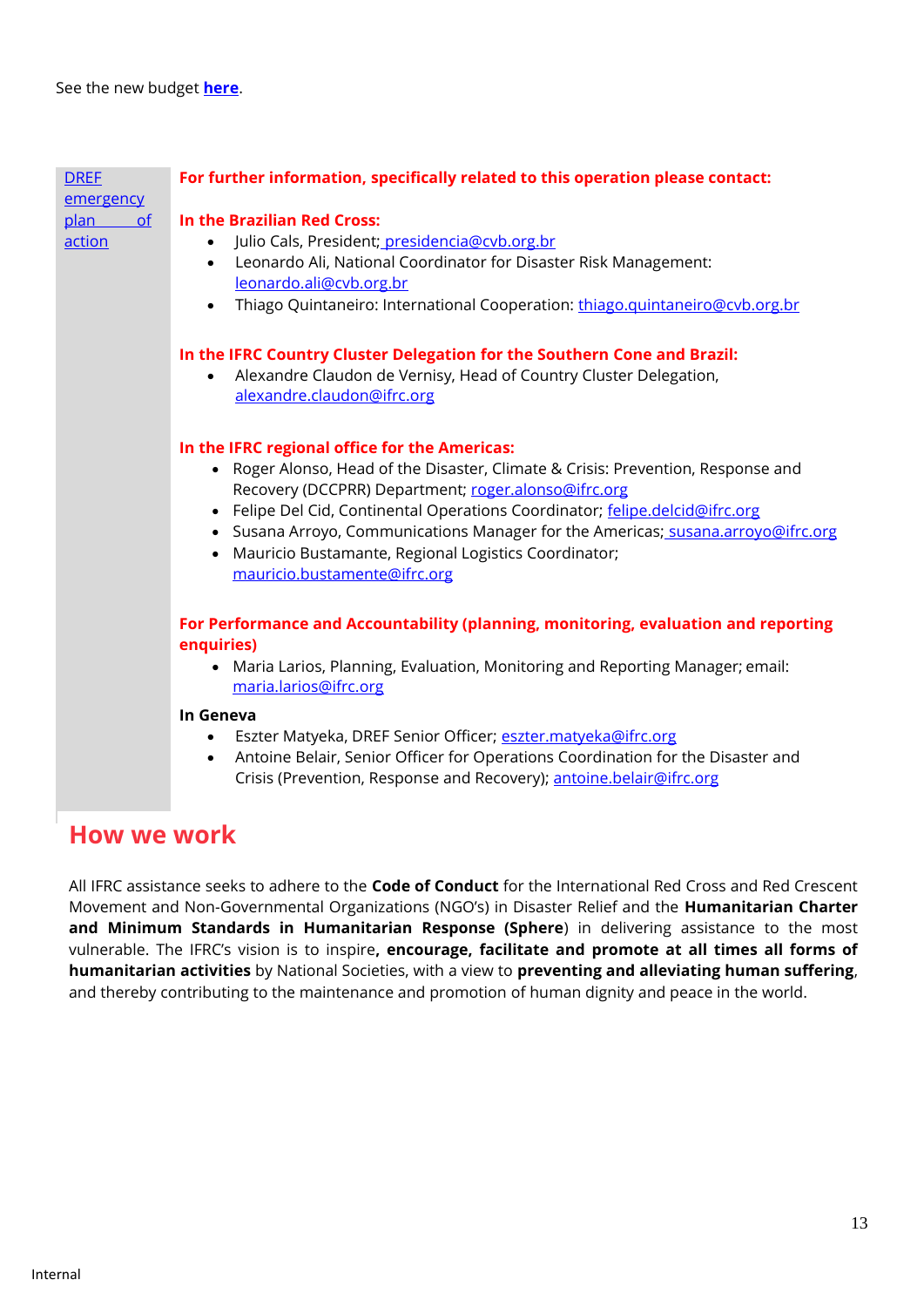See the new budget **here**.

| DREF emergency plan of action | **For further information, specifically related to this operation please contact:**<br><br>**In the Brazilian Red Cross:**<br>• Julio Cals, President; presidencia@cvb.org.br<br>• Leonardo Ali, National Coordinator for Disaster Risk Management: leonardo.ali@cvb.org.br<br>• Thiago Quintaneiro: International Cooperation: thiago.quintaneiro@cvb.org.br<br><br>**In the IFRC Country Cluster Delegation for the Southern Cone and Brazil:**<br>• Alexandre Claudon de Vernisy, Head of Country Cluster Delegation, alexandre.claudon@ifrc.org<br><br>**In the IFRC regional office for the Americas:**<br>• Roger Alonso, Head of the Disaster, Climate & Crisis: Prevention, Response and Recovery (DCCPRR) Department; roger.alonso@ifrc.org<br>• Felipe Del Cid, Continental Operations Coordinator; felipe.delcid@ifrc.org<br>• Susana Arroyo, Communications Manager for the Americas; susana.arroyo@ifrc.org<br>• Mauricio Bustamante, Regional Logistics Coordinator; mauricio.bustamente@ifrc.org<br><br>**For Performance and Accountability (planning, monitoring, evaluation and reporting enquiries)**<br>• Maria Larios, Planning, Evaluation, Monitoring and Reporting Manager; email: maria.larios@ifrc.org<br><br>**In Geneva**<br>• Eszter Matyeka, DREF Senior Officer; eszter.matyeka@ifrc.org<br>• Antoine Belair, Senior Officer for Operations Coordination for the Disaster and Crisis (Prevention, Response and Recovery); antoine.belair@ifrc.org |
|---|---|

## How we work

All IFRC assistance seeks to adhere to the **Code of Conduct** for the International Red Cross and Red Crescent Movement and Non-Governmental Organizations (NGO's) in Disaster Relief and the **Humanitarian Charter and Minimum Standards in Humanitarian Response (Sphere**) in delivering assistance to the most vulnerable. The IFRC's vision is to inspire**, encourage, facilitate and promote at all times all forms of humanitarian activities** by National Societies, with a view to **preventing and alleviating human suffering**, and thereby contributing to the maintenance and promotion of human dignity and peace in the world.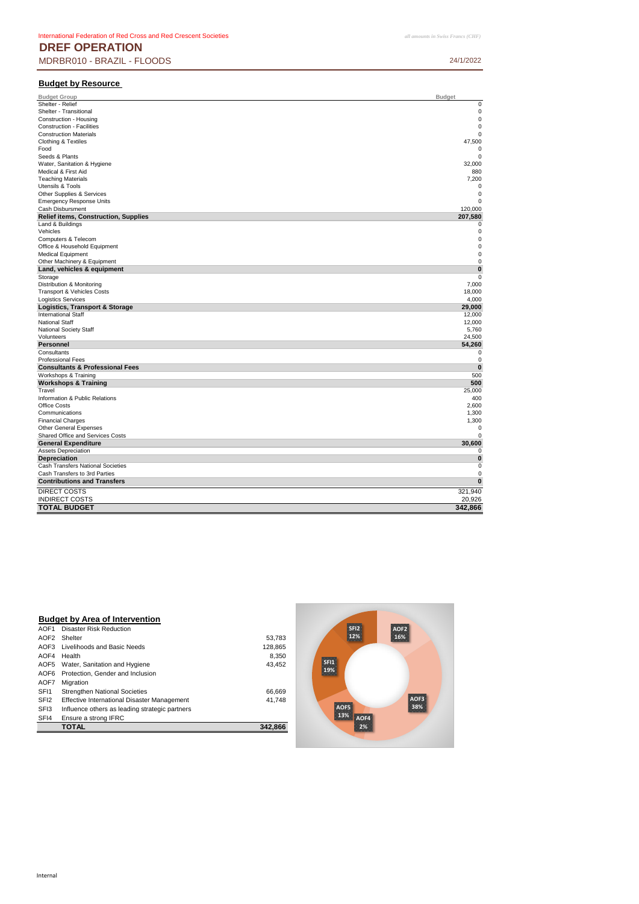International Federation of Red Cross and Red Crescent Societies

*all amounts in Swiss Francs (CHF)*

# DREF OPERATION

MDRBR010 - BRAZIL - FLOODS

24/1/2022

## Budget by Resource

| Budget Group | Budget |
|---|---|
| Shelter - Relief | 0 |
| Shelter - Transitional | 0 |
| Construction - Housing | 0 |
| Construction - Facilities | 0 |
| Construction Materials | 0 |
| Clothing & Textiles | 47,500 |
| Food | 0 |
| Seeds & Plants | 0 |
| Water, Sanitation & Hygiene | 32,000 |
| Medical & First Aid | 880 |
| Teaching Materials | 7,200 |
| Utensils & Tools | 0 |
| Other Supplies & Services | 0 |
| Emergency Response Units | 0 |
| Cash Disbursment | 120,000 |
| **Relief items, Construction, Supplies** | **207,580** |
| Land & Buildings | 0 |
| Vehicles | 0 |
| Computers & Telecom | 0 |
| Office & Household Equipment | 0 |
| Medical Equipment | 0 |
| Other Machinery & Equipment | 0 |
| **Land, vehicles & equipment** | **0** |
| Storage | 0 |
| Distribution & Monitoring | 7,000 |
| Transport & Vehicles Costs | 18,000 |
| Logistics Services | 4,000 |
| **Logistics, Transport & Storage** | **29,000** |
| International Staff | 12,000 |
| National Staff | 12,000 |
| National Society Staff | 5,760 |
| Volunteers | 24,500 |
| **Personnel** | **54,260** |
| Consultants | 0 |
| Professional Fees | 0 |
| **Consultants & Professional Fees** | **0** |
| Workshops & Training | 500 |
| **Workshops & Training** | **500** |
| Travel | 25,000 |
| Information & Public Relations | 400 |
| Office Costs | 2,600 |
| Communications | 1,300 |
| Financial Charges | 1,300 |
| Other General Expenses | 0 |
| Shared Office and Services Costs | 0 |
| **General Expenditure** | **30,600** |
| Assets Depreciation | 0 |
| **Depreciation** | **0** |
| Cash Transfers National Societies | 0 |
| Cash Transfers to 3rd Parties | 0 |
| **Contributions and Transfers** | **0** |
| DIRECT COSTS | 321,940 |
| INDIRECT COSTS | 20,926 |
| **TOTAL BUDGET** | **342,866** |

## Budget by Area of Intervention

| | | |
|---|---|---|
| AOF1 | Disaster Risk Reduction | |
| AOF2 | Shelter | 53,783 |
| AOF3 | Livelihoods and Basic Needs | 128,865 |
| AOF4 | Health | 8,350 |
| AOF5 | Water, Sanitation and Hygiene | 43,452 |
| AOF6 | Protection, Gender and Inclusion | |
| AOF7 | Migration | |
| SFI1 | Strengthen National Societies | 66,669 |
| SFI2 | Effective International Disaster Management | 41,748 |
| SFI3 | Influence others as leading strategic partners | |
| SFI4 | Ensure a strong IFRC | |
| | **TOTAL** | **342,866** |

SFI2 12%
AOF2 16%
SFI1 19%
AOF3 38%
AOF5 13%
AOF4 2%

Internal